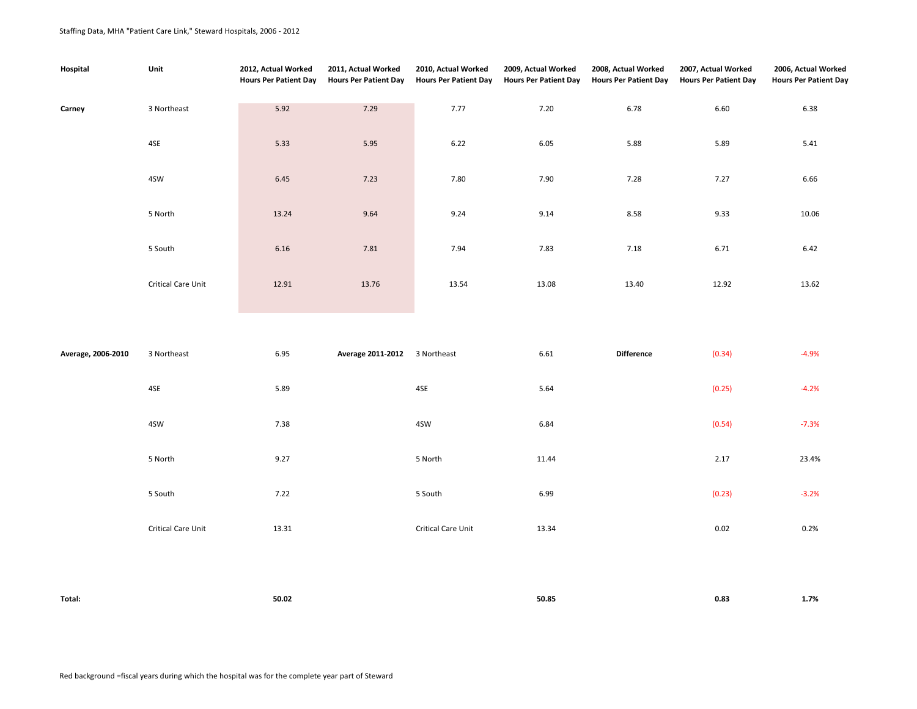Staffing Data, MHA "Patient Care Link," Steward Hospitals, 2006 - 2012

| Hospital | Unit | 2012, Actual Worked Hours Per Patient Day | 2011, Actual Worked Hours Per Patient Day | 2010, Actual Worked Hours Per Patient Day | 2009, Actual Worked Hours Per Patient Day | 2008, Actual Worked Hours Per Patient Day | 2007, Actual Worked Hours Per Patient Day | 2006, Actual Worked Hours Per Patient Day |
|---|---|---|---|---|---|---|---|---|
| **Carney** | 3 Northeast | 5.92 | 7.29 | 7.77 | 7.20 | 6.78 | 6.60 | 6.38 |
| | 4SE | 5.33 | 5.95 | 6.22 | 6.05 | 5.88 | 5.89 | 5.41 |
| | 4SW | 6.45 | 7.23 | 7.80 | 7.90 | 7.28 | 7.27 | 6.66 |
| | 5 North | 13.24 | 9.64 | 9.24 | 9.14 | 8.58 | 9.33 | 10.06 |
| | 5 South | 6.16 | 7.81 | 7.94 | 7.83 | 7.18 | 6.71 | 6.42 |
| | Critical Care Unit | 12.91 | 13.76 | 13.54 | 13.08 | 13.40 | 12.92 | 13.62 |
| | | | | | | | | |
| **Average, 2006-2010** | 3 Northeast | 6.95 | **Average 2011-2012** | 3 Northeast | 6.61 | **Difference** | (0.34) | -4.9% |
| | 4SE | 5.89 | | 4SE | 5.64 | | (0.25) | -4.2% |
| | 4SW | 7.38 | | 4SW | 6.84 | | (0.54) | -7.3% |
| | 5 North | 9.27 | | 5 North | 11.44 | | 2.17 | 23.4% |
| | 5 South | 7.22 | | 5 South | 6.99 | | (0.23) | -3.2% |
| | Critical Care Unit | 13.31 | | Critical Care Unit | 13.34 | | 0.02 | 0.2% |
| | | | | | | | | |
| **Total:** | | **50.02** | | | **50.85** | | **0.83** | **1.7%** |

Red background =fiscal years during which the hospital was for the complete year part of Steward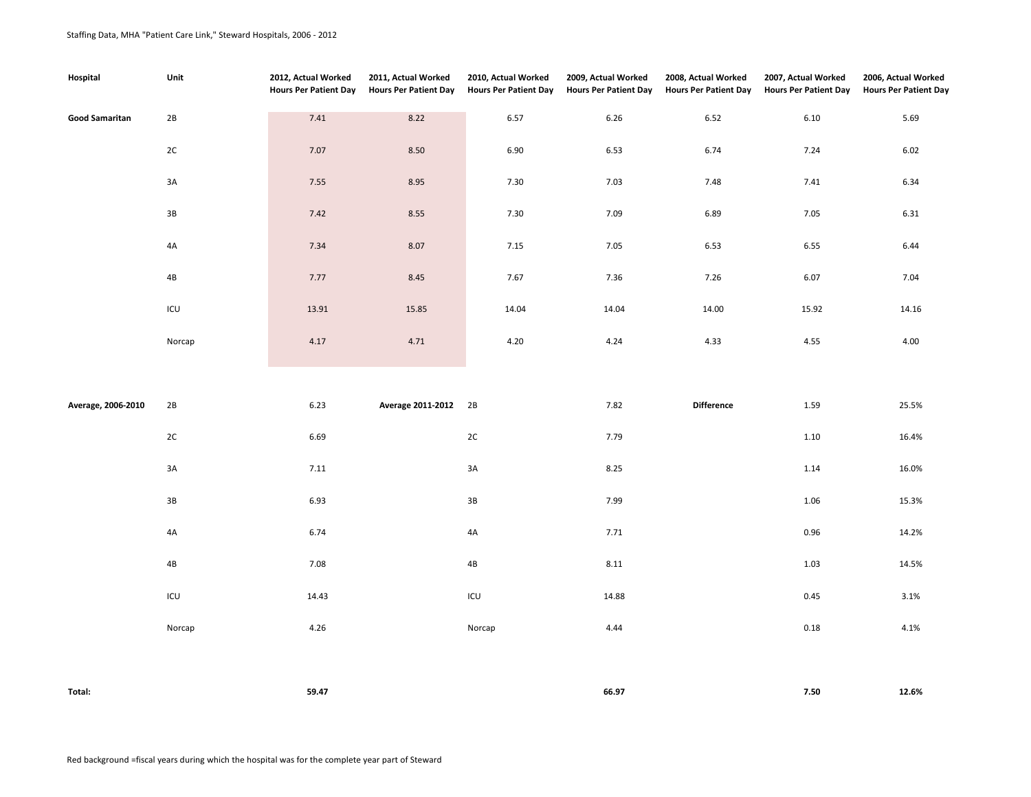Staffing Data, MHA "Patient Care Link," Steward Hospitals, 2006 - 2012

| Hospital | Unit | 2012, Actual Worked Hours Per Patient Day | 2011, Actual Worked Hours Per Patient Day | 2010, Actual Worked Hours Per Patient Day | 2009, Actual Worked Hours Per Patient Day | 2008, Actual Worked Hours Per Patient Day | 2007, Actual Worked Hours Per Patient Day | 2006, Actual Worked Hours Per Patient Day |
|---|---|---|---|---|---|---|---|---|
| **Good Samaritan** | 2B | 7.41 | 8.22 | 6.57 | 6.26 | 6.52 | 6.10 | 5.69 |
| | 2C | 7.07 | 8.50 | 6.90 | 6.53 | 6.74 | 7.24 | 6.02 |
| | 3A | 7.55 | 8.95 | 7.30 | 7.03 | 7.48 | 7.41 | 6.34 |
| | 3B | 7.42 | 8.55 | 7.30 | 7.09 | 6.89 | 7.05 | 6.31 |
| | 4A | 7.34 | 8.07 | 7.15 | 7.05 | 6.53 | 6.55 | 6.44 |
| | 4B | 7.77 | 8.45 | 7.67 | 7.36 | 7.26 | 6.07 | 7.04 |
| | ICU | 13.91 | 15.85 | 14.04 | 14.04 | 14.00 | 15.92 | 14.16 |
| | Norcap | 4.17 | 4.71 | 4.20 | 4.24 | 4.33 | 4.55 | 4.00 |
| | | | | | | | | |
| **Average, 2006-2010** | 2B | 6.23 | **Average 2011-2012** | 2B | 7.82 | **Difference** | 1.59 | 25.5% |
| | 2C | 6.69 | | 2C | 7.79 | | 1.10 | 16.4% |
| | 3A | 7.11 | | 3A | 8.25 | | 1.14 | 16.0% |
| | 3B | 6.93 | | 3B | 7.99 | | 1.06 | 15.3% |
| | 4A | 6.74 | | 4A | 7.71 | | 0.96 | 14.2% |
| | 4B | 7.08 | | 4B | 8.11 | | 1.03 | 14.5% |
| | ICU | 14.43 | | ICU | 14.88 | | 0.45 | 3.1% |
| | Norcap | 4.26 | | Norcap | 4.44 | | 0.18 | 4.1% |
| | | | | | | | | |
| **Total:** | | **59.47** | | | **66.97** | | **7.50** | **12.6%** |

Red background =fiscal years during which the hospital was for the complete year part of Steward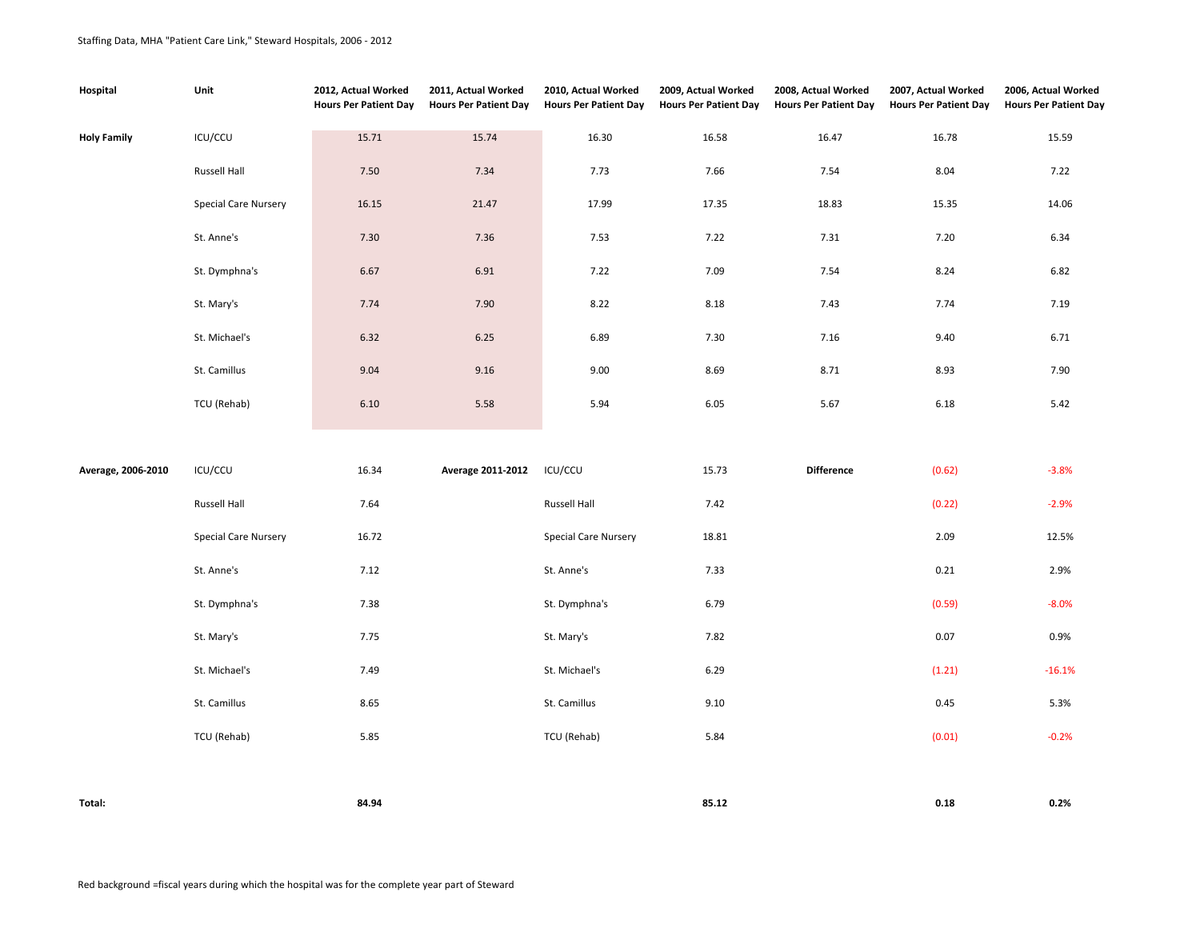Staffing Data, MHA "Patient Care Link," Steward Hospitals, 2006 - 2012

| Hospital | Unit | 2012, Actual Worked Hours Per Patient Day | 2011, Actual Worked Hours Per Patient Day | 2010, Actual Worked Hours Per Patient Day | 2009, Actual Worked Hours Per Patient Day | 2008, Actual Worked Hours Per Patient Day | 2007, Actual Worked Hours Per Patient Day | 2006, Actual Worked Hours Per Patient Day |
|---|---|---|---|---|---|---|---|---|
| **Holy Family** | ICU/CCU | 15.71 | 15.74 | 16.30 | 16.58 | 16.47 | 16.78 | 15.59 |
| | Russell Hall | 7.50 | 7.34 | 7.73 | 7.66 | 7.54 | 8.04 | 7.22 |
| | Special Care Nursery | 16.15 | 21.47 | 17.99 | 17.35 | 18.83 | 15.35 | 14.06 |
| | St. Anne's | 7.30 | 7.36 | 7.53 | 7.22 | 7.31 | 7.20 | 6.34 |
| | St. Dymphna's | 6.67 | 6.91 | 7.22 | 7.09 | 7.54 | 8.24 | 6.82 |
| | St. Mary's | 7.74 | 7.90 | 8.22 | 8.18 | 7.43 | 7.74 | 7.19 |
| | St. Michael's | 6.32 | 6.25 | 6.89 | 7.30 | 7.16 | 9.40 | 6.71 |
| | St. Camillus | 9.04 | 9.16 | 9.00 | 8.69 | 8.71 | 8.93 | 7.90 |
| | TCU (Rehab) | 6.10 | 5.58 | 5.94 | 6.05 | 5.67 | 6.18 | 5.42 |

| Average, 2006-2010 | Unit | | Average 2011-2012 | Unit | | Difference | | |
|---|---|---|---|---|---|---|---|---|
| | ICU/CCU | 16.34 | | ICU/CCU | 15.73 | | (0.62) | -3.8% |
| | Russell Hall | 7.64 | | Russell Hall | 7.42 | | (0.22) | -2.9% |
| | Special Care Nursery | 16.72 | | Special Care Nursery | 18.81 | | 2.09 | 12.5% |
| | St. Anne's | 7.12 | | St. Anne's | 7.33 | | 0.21 | 2.9% |
| | St. Dymphna's | 7.38 | | St. Dymphna's | 6.79 | | (0.59) | -8.0% |
| | St. Mary's | 7.75 | | St. Mary's | 7.82 | | 0.07 | 0.9% |
| | St. Michael's | 7.49 | | St. Michael's | 6.29 | | (1.21) | -16.1% |
| | St. Camillus | 8.65 | | St. Camillus | 9.10 | | 0.45 | 5.3% |
| | TCU (Rehab) | 5.85 | | TCU (Rehab) | 5.84 | | (0.01) | -0.2% |
| **Total:** | | **84.94** | | | **85.12** | | **0.18** | **0.2%** |

Red background =fiscal years during which the hospital was for the complete year part of Steward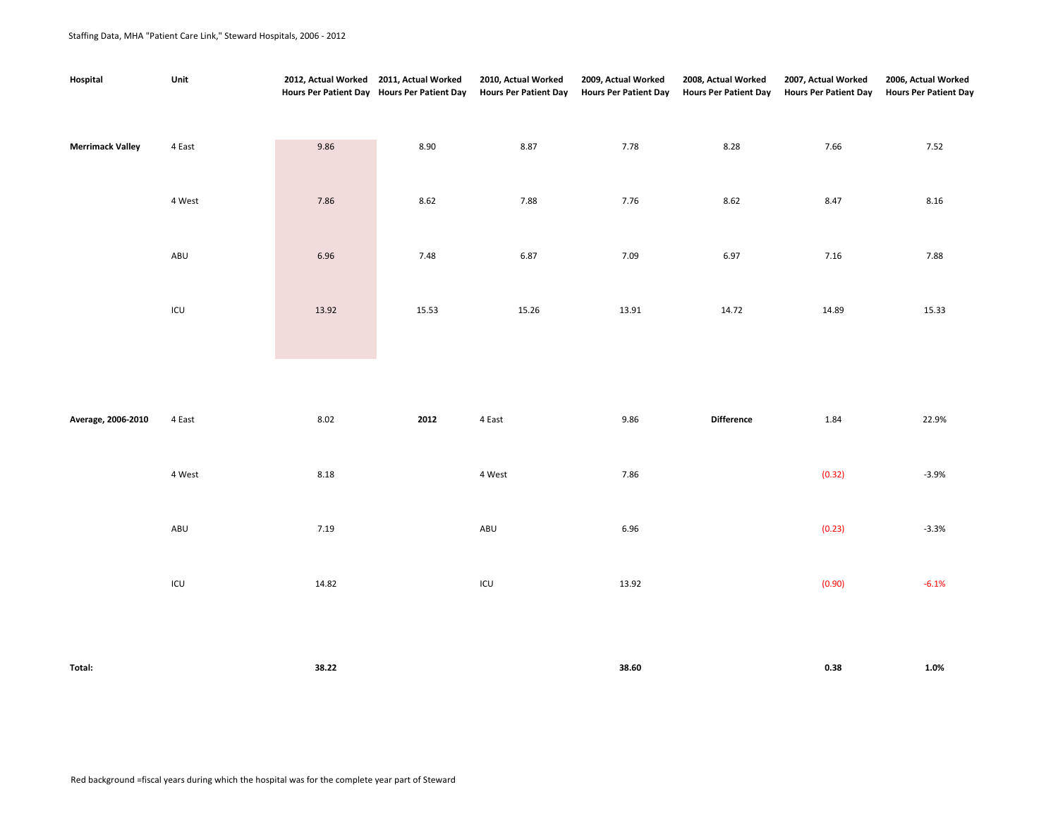Staffing Data, MHA "Patient Care Link," Steward Hospitals, 2006 - 2012

| Hospital | Unit | 2012, Actual Worked Hours Per Patient Day | 2011, Actual Worked Hours Per Patient Day | 2010, Actual Worked Hours Per Patient Day | 2009, Actual Worked Hours Per Patient Day | 2008, Actual Worked Hours Per Patient Day | 2007, Actual Worked Hours Per Patient Day | 2006, Actual Worked Hours Per Patient Day |
|---|---|---|---|---|---|---|---|---|
| **Merrimack Valley** | 4 East | 9.86 | 8.90 | 8.87 | 7.78 | 8.28 | 7.66 | 7.52 |
| | 4 West | 7.86 | 8.62 | 7.88 | 7.76 | 8.62 | 8.47 | 8.16 |
| | ABU | 6.96 | 7.48 | 6.87 | 7.09 | 6.97 | 7.16 | 7.88 |
| | ICU | 13.92 | 15.53 | 15.26 | 13.91 | 14.72 | 14.89 | 15.33 |
| | | | | | | | | |
| **Average, 2006-2010** | 4 East | 8.02 | **2012** | 4 East | 9.86 | **Difference** | 1.84 | 22.9% |
| | 4 West | 8.18 | | 4 West | 7.86 | | (0.32) | -3.9% |
| | ABU | 7.19 | | ABU | 6.96 | | (0.23) | -3.3% |
| | ICU | 14.82 | | ICU | 13.92 | | (0.90) | -6.1% |
| | | | | | | | | |
| **Total:** | | **38.22** | | | **38.60** | | **0.38** | **1.0%** |

Red background =fiscal years during which the hospital was for the complete year part of Steward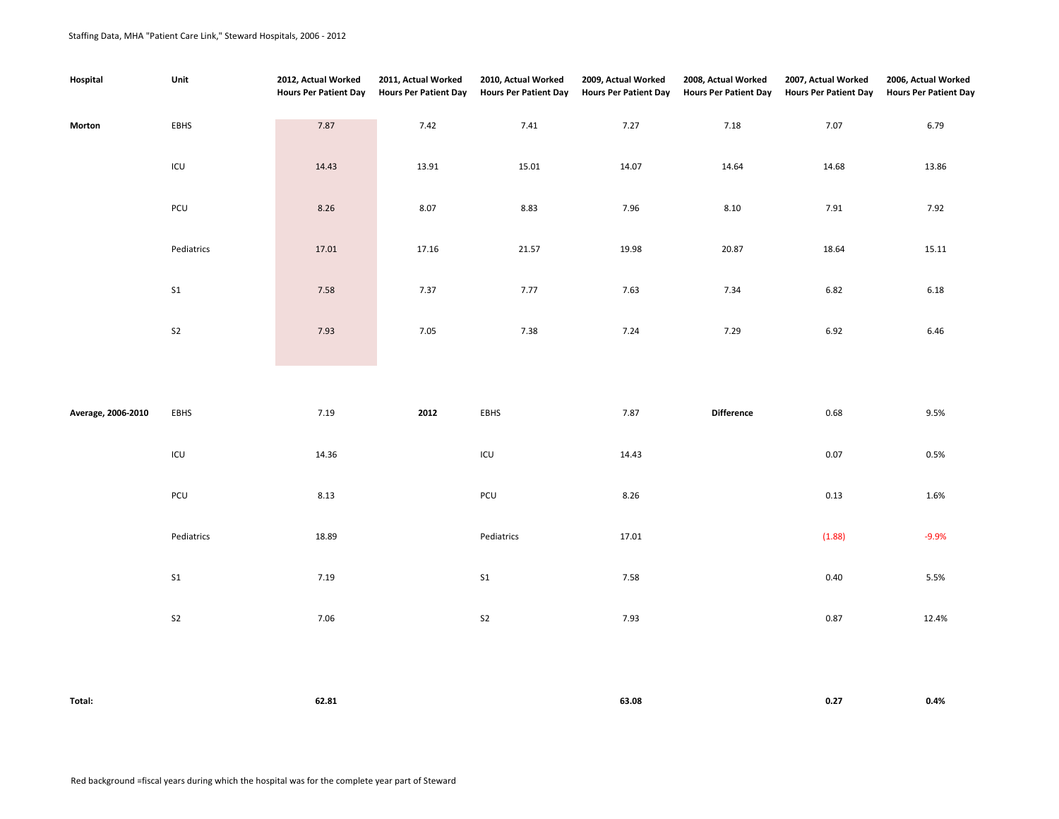Staffing Data, MHA "Patient Care Link," Steward Hospitals, 2006 - 2012

| Hospital | Unit | 2012, Actual Worked Hours Per Patient Day | 2011, Actual Worked Hours Per Patient Day | 2010, Actual Worked Hours Per Patient Day | 2009, Actual Worked Hours Per Patient Day | 2008, Actual Worked Hours Per Patient Day | 2007, Actual Worked Hours Per Patient Day | 2006, Actual Worked Hours Per Patient Day |
|---|---|---|---|---|---|---|---|---|
| **Morton** | EBHS | 7.87 | 7.42 | 7.41 | 7.27 | 7.18 | 7.07 | 6.79 |
| | ICU | 14.43 | 13.91 | 15.01 | 14.07 | 14.64 | 14.68 | 13.86 |
| | PCU | 8.26 | 8.07 | 8.83 | 7.96 | 8.10 | 7.91 | 7.92 |
| | Pediatrics | 17.01 | 17.16 | 21.57 | 19.98 | 20.87 | 18.64 | 15.11 |
| | S1 | 7.58 | 7.37 | 7.77 | 7.63 | 7.34 | 6.82 | 6.18 |
| | S2 | 7.93 | 7.05 | 7.38 | 7.24 | 7.29 | 6.92 | 6.46 |
| | | | | | | | | |
| **Average, 2006-2010** | EBHS | 7.19 | **2012** | EBHS | 7.87 | **Difference** | 0.68 | 9.5% |
| | ICU | 14.36 | | ICU | 14.43 | | 0.07 | 0.5% |
| | PCU | 8.13 | | PCU | 8.26 | | 0.13 | 1.6% |
| | Pediatrics | 18.89 | | Pediatrics | 17.01 | | (1.88) | -9.9% |
| | S1 | 7.19 | | S1 | 7.58 | | 0.40 | 5.5% |
| | S2 | 7.06 | | S2 | 7.93 | | 0.87 | 12.4% |
| | | | | | | | | |
| **Total:** | | **62.81** | | | **63.08** | | **0.27** | **0.4%** |

Red background =fiscal years during which the hospital was for the complete year part of Steward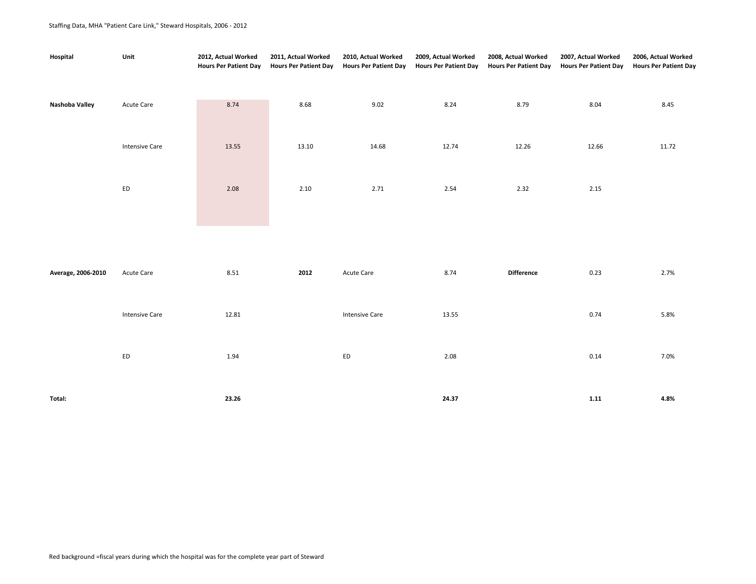Staffing Data, MHA "Patient Care Link," Steward Hospitals, 2006 - 2012

| Hospital | Unit | 2012, Actual Worked Hours Per Patient Day | 2011, Actual Worked Hours Per Patient Day | 2010, Actual Worked Hours Per Patient Day | 2009, Actual Worked Hours Per Patient Day | 2008, Actual Worked Hours Per Patient Day | 2007, Actual Worked Hours Per Patient Day | 2006, Actual Worked Hours Per Patient Day |
|---|---|---|---|---|---|---|---|---|
| **Nashoba Valley** | Acute Care | 8.74 | 8.68 | 9.02 | 8.24 | 8.79 | 8.04 | 8.45 |
| | Intensive Care | 13.55 | 13.10 | 14.68 | 12.74 | 12.26 | 12.66 | 11.72 |
| | ED | 2.08 | 2.10 | 2.71 | 2.54 | 2.32 | 2.15 | |
| **Average, 2006-2010** | Acute Care | 8.51 | **2012** | Acute Care | 8.74 | **Difference** | 0.23 | 2.7% |
| | Intensive Care | 12.81 | | Intensive Care | 13.55 | | 0.74 | 5.8% |
| | ED | 1.94 | | ED | 2.08 | | 0.14 | 7.0% |
| **Total:** | | **23.26** | | | **24.37** | | **1.11** | **4.8%** |

Red background =fiscal years during which the hospital was for the complete year part of Steward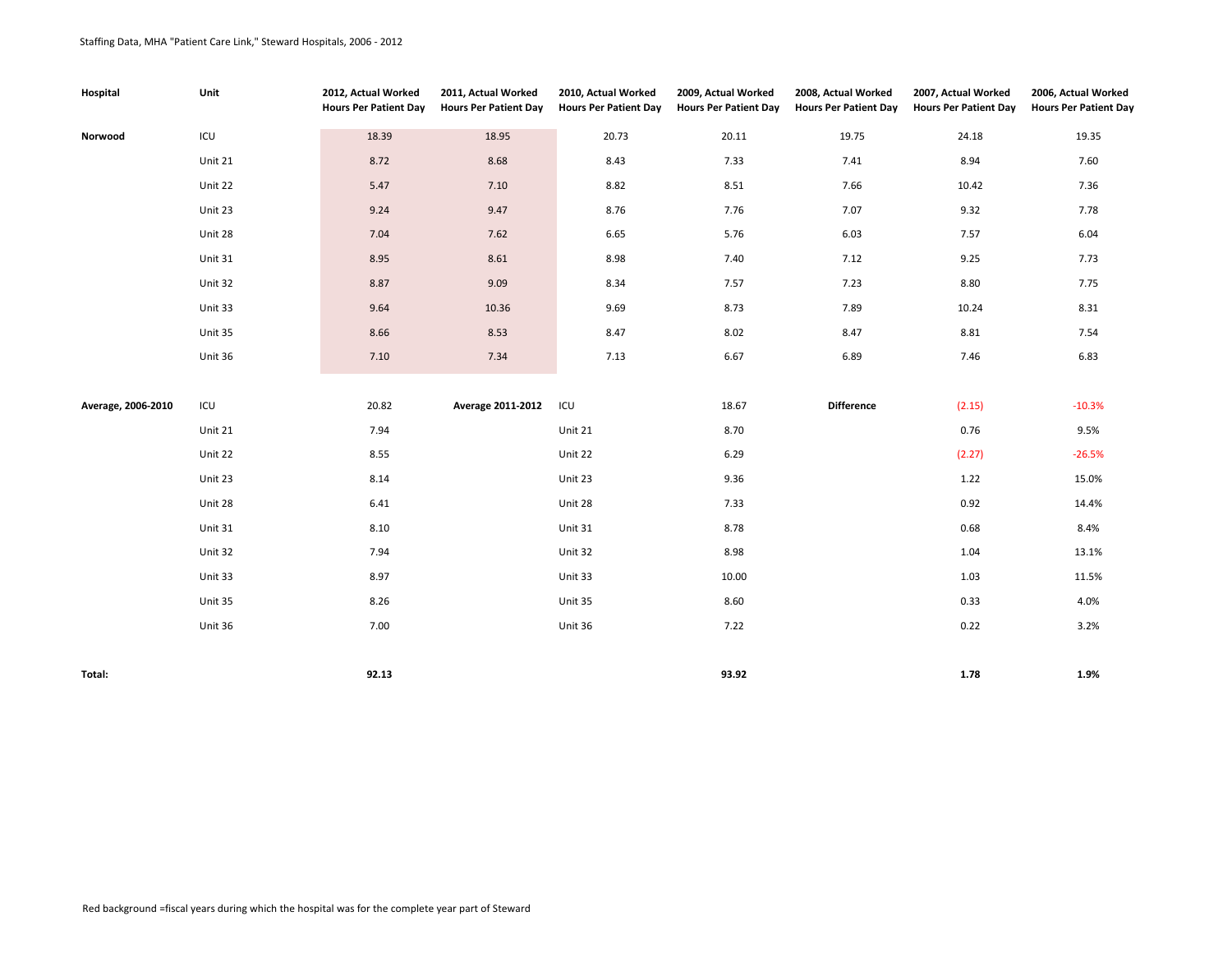Staffing Data, MHA "Patient Care Link," Steward Hospitals, 2006 - 2012

| Hospital | Unit | 2012, Actual Worked Hours Per Patient Day | 2011, Actual Worked Hours Per Patient Day | 2010, Actual Worked Hours Per Patient Day | 2009, Actual Worked Hours Per Patient Day | 2008, Actual Worked Hours Per Patient Day | 2007, Actual Worked Hours Per Patient Day | 2006, Actual Worked Hours Per Patient Day |
|---|---|---|---|---|---|---|---|---|
| **Norwood** | ICU | 18.39 | 18.95 | 20.73 | 20.11 | 19.75 | 24.18 | 19.35 |
| | Unit 21 | 8.72 | 8.68 | 8.43 | 7.33 | 7.41 | 8.94 | 7.60 |
| | Unit 22 | 5.47 | 7.10 | 8.82 | 8.51 | 7.66 | 10.42 | 7.36 |
| | Unit 23 | 9.24 | 9.47 | 8.76 | 7.76 | 7.07 | 9.32 | 7.78 |
| | Unit 28 | 7.04 | 7.62 | 6.65 | 5.76 | 6.03 | 7.57 | 6.04 |
| | Unit 31 | 8.95 | 8.61 | 8.98 | 7.40 | 7.12 | 9.25 | 7.73 |
| | Unit 32 | 8.87 | 9.09 | 8.34 | 7.57 | 7.23 | 8.80 | 7.75 |
| | Unit 33 | 9.64 | 10.36 | 9.69 | 8.73 | 7.89 | 10.24 | 8.31 |
| | Unit 35 | 8.66 | 8.53 | 8.47 | 8.02 | 8.47 | 8.81 | 7.54 |
| | Unit 36 | 7.10 | 7.34 | 7.13 | 6.67 | 6.89 | 7.46 | 6.83 |
| **Average, 2006-2010** | ICU | 20.82 | **Average 2011-2012** | ICU | 18.67 | **Difference** | (2.15) | -10.3% |
| | Unit 21 | 7.94 | | Unit 21 | 8.70 | | 0.76 | 9.5% |
| | Unit 22 | 8.55 | | Unit 22 | 6.29 | | (2.27) | -26.5% |
| | Unit 23 | 8.14 | | Unit 23 | 9.36 | | 1.22 | 15.0% |
| | Unit 28 | 6.41 | | Unit 28 | 7.33 | | 0.92 | 14.4% |
| | Unit 31 | 8.10 | | Unit 31 | 8.78 | | 0.68 | 8.4% |
| | Unit 32 | 7.94 | | Unit 32 | 8.98 | | 1.04 | 13.1% |
| | Unit 33 | 8.97 | | Unit 33 | 10.00 | | 1.03 | 11.5% |
| | Unit 35 | 8.26 | | Unit 35 | 8.60 | | 0.33 | 4.0% |
| | Unit 36 | 7.00 | | Unit 36 | 7.22 | | 0.22 | 3.2% |
| **Total:** | | **92.13** | | | **93.92** | | **1.78** | **1.9%** |

Red background =fiscal years during which the hospital was for the complete year part of Steward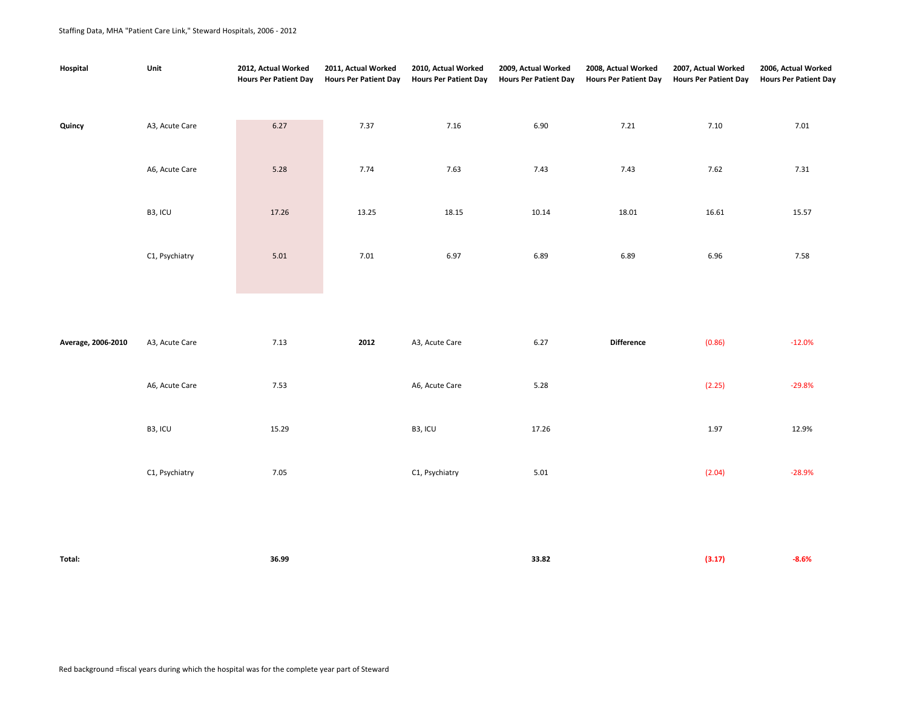Staffing Data, MHA "Patient Care Link," Steward Hospitals, 2006 - 2012

| Hospital | Unit | 2012, Actual Worked Hours Per Patient Day | 2011, Actual Worked Hours Per Patient Day | 2010, Actual Worked Hours Per Patient Day | 2009, Actual Worked Hours Per Patient Day | 2008, Actual Worked Hours Per Patient Day | 2007, Actual Worked Hours Per Patient Day | 2006, Actual Worked Hours Per Patient Day |
|---|---|---|---|---|---|---|---|---|
| **Quincy** | A3, Acute Care | 6.27 | 7.37 | 7.16 | 6.90 | 7.21 | 7.10 | 7.01 |
| | A6, Acute Care | 5.28 | 7.74 | 7.63 | 7.43 | 7.43 | 7.62 | 7.31 |
| | B3, ICU | 17.26 | 13.25 | 18.15 | 10.14 | 18.01 | 16.61 | 15.57 |
| | C1, Psychiatry | 5.01 | 7.01 | 6.97 | 6.89 | 6.89 | 6.96 | 7.58 |
| | | | | | | | | |
| **Average, 2006-2010** | A3, Acute Care | 7.13 | **2012** | A3, Acute Care | 6.27 | **Difference** | (0.86) | -12.0% |
| | A6, Acute Care | 7.53 | | A6, Acute Care | 5.28 | | (2.25) | -29.8% |
| | B3, ICU | 15.29 | | B3, ICU | 17.26 | | 1.97 | 12.9% |
| | C1, Psychiatry | 7.05 | | C1, Psychiatry | 5.01 | | (2.04) | -28.9% |
| | | | | | | | | |
| **Total:** | | **36.99** | | | **33.82** | | **(3.17)** | **-8.6%** |

Red background =fiscal years during which the hospital was for the complete year part of Steward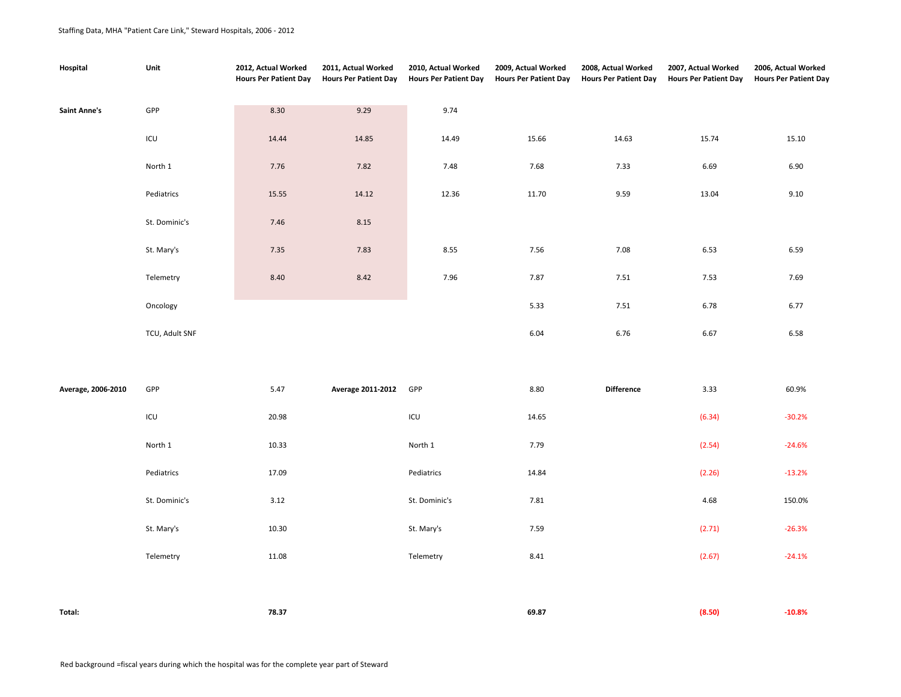Staffing Data, MHA "Patient Care Link," Steward Hospitals, 2006 - 2012

| Hospital | Unit | 2012, Actual Worked Hours Per Patient Day | 2011, Actual Worked Hours Per Patient Day | 2010, Actual Worked Hours Per Patient Day | 2009, Actual Worked Hours Per Patient Day | 2008, Actual Worked Hours Per Patient Day | 2007, Actual Worked Hours Per Patient Day | 2006, Actual Worked Hours Per Patient Day |
|---|---|---|---|---|---|---|---|---|
| **Saint Anne's** | GPP | 8.30 | 9.29 | 9.74 | | | | |
| | ICU | 14.44 | 14.85 | 14.49 | 15.66 | 14.63 | 15.74 | 15.10 |
| | North 1 | 7.76 | 7.82 | 7.48 | 7.68 | 7.33 | 6.69 | 6.90 |
| | Pediatrics | 15.55 | 14.12 | 12.36 | 11.70 | 9.59 | 13.04 | 9.10 |
| | St. Dominic's | 7.46 | 8.15 | | | | | |
| | St. Mary's | 7.35 | 7.83 | 8.55 | 7.56 | 7.08 | 6.53 | 6.59 |
| | Telemetry | 8.40 | 8.42 | 7.96 | 7.87 | 7.51 | 7.53 | 7.69 |
| | Oncology | | | | 5.33 | 7.51 | 6.78 | 6.77 |
| | TCU, Adult SNF | | | | 6.04 | 6.76 | 6.67 | 6.58 |
| | | | | | | | | |
| **Average, 2006-2010** | GPP | 5.47 | **Average 2011-2012** | GPP | 8.80 | **Difference** | 3.33 | 60.9% |
| | ICU | 20.98 | | ICU | 14.65 | | (6.34) | -30.2% |
| | North 1 | 10.33 | | North 1 | 7.79 | | (2.54) | -24.6% |
| | Pediatrics | 17.09 | | Pediatrics | 14.84 | | (2.26) | -13.2% |
| | St. Dominic's | 3.12 | | St. Dominic's | 7.81 | | 4.68 | 150.0% |
| | St. Mary's | 10.30 | | St. Mary's | 7.59 | | (2.71) | -26.3% |
| | Telemetry | 11.08 | | Telemetry | 8.41 | | (2.67) | -24.1% |
| | | | | | | | | |
| **Total:** | | **78.37** | | | **69.87** | | **(8.50)** | **-10.8%** |

Red background =fiscal years during which the hospital was for the complete year part of Steward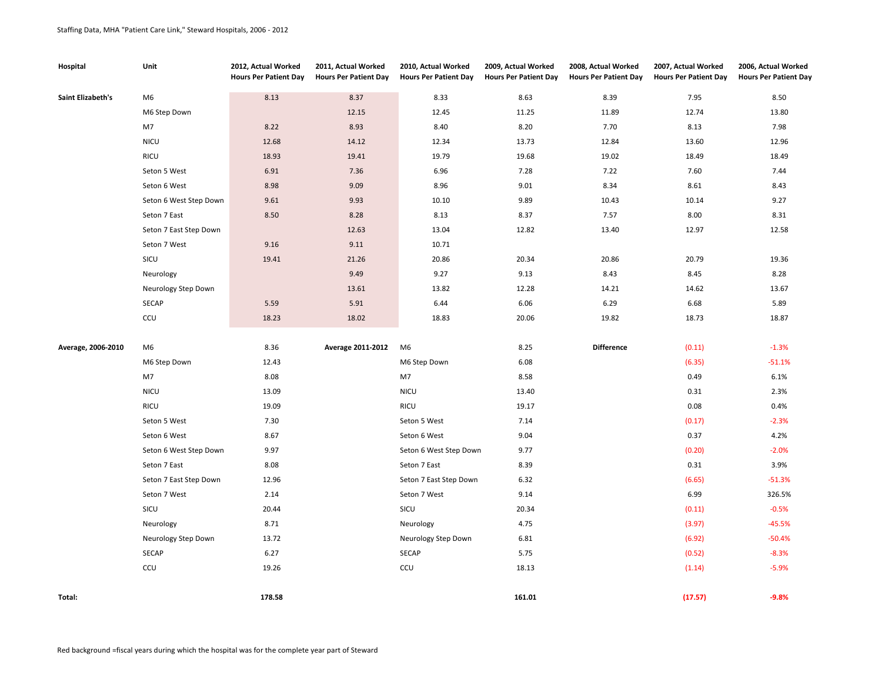Staffing Data, MHA "Patient Care Link," Steward Hospitals, 2006 - 2012

| Hospital | Unit | 2012, Actual Worked Hours Per Patient Day | 2011, Actual Worked Hours Per Patient Day | 2010, Actual Worked Hours Per Patient Day | 2009, Actual Worked Hours Per Patient Day | 2008, Actual Worked Hours Per Patient Day | 2007, Actual Worked Hours Per Patient Day | 2006, Actual Worked Hours Per Patient Day |
|---|---|---|---|---|---|---|---|---|
| **Saint Elizabeth's** | M6 | 8.13 | 8.37 | 8.33 | 8.63 | 8.39 | 7.95 | 8.50 |
| | M6 Step Down | | 12.15 | 12.45 | 11.25 | 11.89 | 12.74 | 13.80 |
| | M7 | 8.22 | 8.93 | 8.40 | 8.20 | 7.70 | 8.13 | 7.98 |
| | NICU | 12.68 | 14.12 | 12.34 | 13.73 | 12.84 | 13.60 | 12.96 |
| | RICU | 18.93 | 19.41 | 19.79 | 19.68 | 19.02 | 18.49 | 18.49 |
| | Seton 5 West | 6.91 | 7.36 | 6.96 | 7.28 | 7.22 | 7.60 | 7.44 |
| | Seton 6 West | 8.98 | 9.09 | 8.96 | 9.01 | 8.34 | 8.61 | 8.43 |
| | Seton 6 West Step Down | 9.61 | 9.93 | 10.10 | 9.89 | 10.43 | 10.14 | 9.27 |
| | Seton 7 East | 8.50 | 8.28 | 8.13 | 8.37 | 7.57 | 8.00 | 8.31 |
| | Seton 7 East Step Down | | 12.63 | 13.04 | 12.82 | 13.40 | 12.97 | 12.58 |
| | Seton 7 West | 9.16 | 9.11 | 10.71 | | | | |
| | SICU | 19.41 | 21.26 | 20.86 | 20.34 | 20.86 | 20.79 | 19.36 |
| | Neurology | | 9.49 | 9.27 | 9.13 | 8.43 | 8.45 | 8.28 |
| | Neurology Step Down | | 13.61 | 13.82 | 12.28 | 14.21 | 14.62 | 13.67 |
| | SECAP | 5.59 | 5.91 | 6.44 | 6.06 | 6.29 | 6.68 | 5.89 |
| | CCU | 18.23 | 18.02 | 18.83 | 20.06 | 19.82 | 18.73 | 18.87 |

| | | | | | | | | |
|---|---|---|---|---|---|---|---|---|
| **Average, 2006-2010** | M6 | 8.36 | **Average 2011-2012** | M6 | 8.25 | **Difference** | (0.11) | -1.3% |
| | M6 Step Down | 12.43 | | M6 Step Down | 6.08 | | (6.35) | -51.1% |
| | M7 | 8.08 | | M7 | 8.58 | | 0.49 | 6.1% |
| | NICU | 13.09 | | NICU | 13.40 | | 0.31 | 2.3% |
| | RICU | 19.09 | | RICU | 19.17 | | 0.08 | 0.4% |
| | Seton 5 West | 7.30 | | Seton 5 West | 7.14 | | (0.17) | -2.3% |
| | Seton 6 West | 8.67 | | Seton 6 West | 9.04 | | 0.37 | 4.2% |
| | Seton 6 West Step Down | 9.97 | | Seton 6 West Step Down | 9.77 | | (0.20) | -2.0% |
| | Seton 7 East | 8.08 | | Seton 7 East | 8.39 | | 0.31 | 3.9% |
| | Seton 7 East Step Down | 12.96 | | Seton 7 East Step Down | 6.32 | | (6.65) | -51.3% |
| | Seton 7 West | 2.14 | | Seton 7 West | 9.14 | | 6.99 | 326.5% |
| | SICU | 20.44 | | SICU | 20.34 | | (0.11) | -0.5% |
| | Neurology | 8.71 | | Neurology | 4.75 | | (3.97) | -45.5% |
| | Neurology Step Down | 13.72 | | Neurology Step Down | 6.81 | | (6.92) | -50.4% |
| | SECAP | 6.27 | | SECAP | 5.75 | | (0.52) | -8.3% |
| | CCU | 19.26 | | CCU | 18.13 | | (1.14) | -5.9% |
| **Total:** | | **178.58** | | | **161.01** | | **(17.57)** | **-9.8%** |

Red background =fiscal years during which the hospital was for the complete year part of Steward